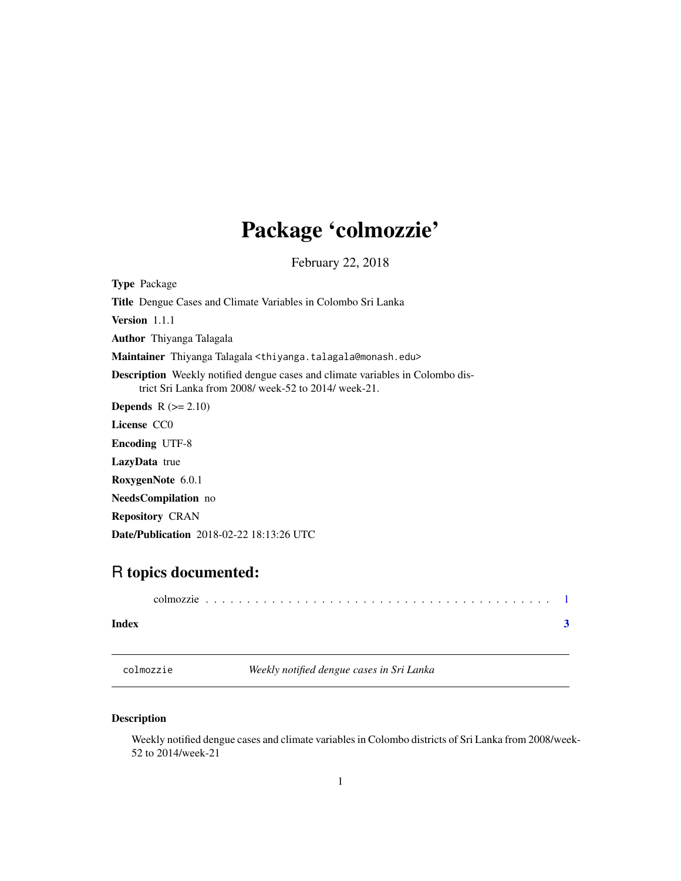# Package 'colmozzie'

February 22, 2018

**Type** Package

**Title** Dengue Cases and Climate Variables in Colombo Sri Lanka

**Version** 1.1.1

**Author** Thiyanga Talagala

**Maintainer** Thiyanga Talagala <thiyanga.talagala@monash.edu>

**Description** Weekly notified dengue cases and climate variables in Colombo district Sri Lanka from 2008/ week-52 to 2014/ week-21.

**Depends** R (>= 2.10)

**License** CC0

**Encoding** UTF-8

**LazyData** true

**RoxygenNote** 6.0.1

**NeedsCompilation** no

**Repository** CRAN

**Date/Publication** 2018-02-22 18:13:26 UTC

## R topics documented:

colmozzie . . . . . . . . . . . . . . . . . . . . . . . . . . . . . . . . . . . . . . . . . 1

**Index** **3**

---

`colmozzie` *Weekly notified dengue cases in Sri Lanka*

---

### Description

Weekly notified dengue cases and climate variables in Colombo districts of Sri Lanka from 2008/week-52 to 2014/week-21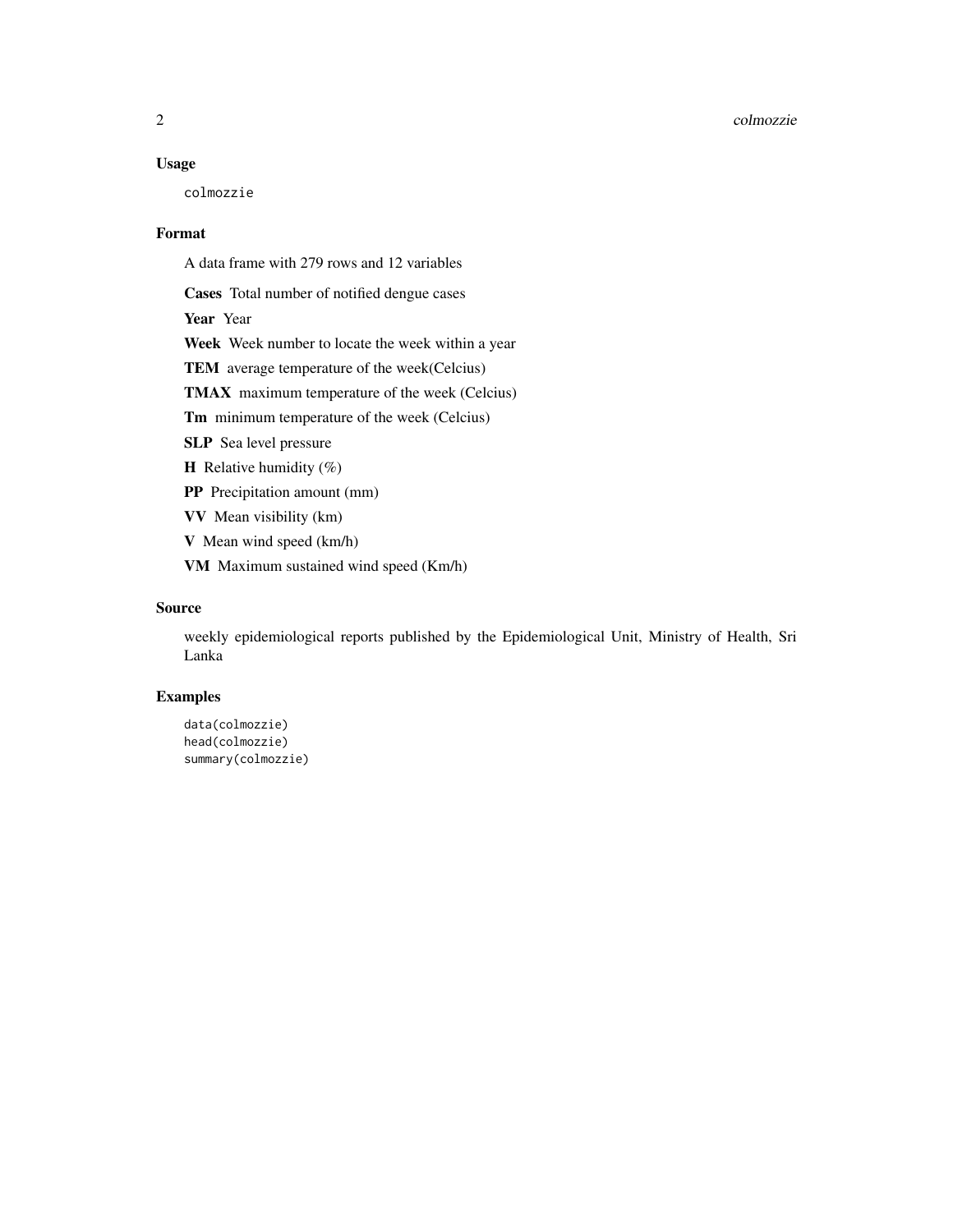## Usage

```
colmozzie
```

## Format

A data frame with 279 rows and 12 variables

**Cases** Total number of notified dengue cases

**Year** Year

**Week** Week number to locate the week within a year

**TEM** average temperature of the week(Celcius)

**TMAX** maximum temperature of the week (Celcius)

**Tm** minimum temperature of the week (Celcius)

**SLP** Sea level pressure

**H** Relative humidity (%)

**PP** Precipitation amount (mm)

**VV** Mean visibility (km)

**V** Mean wind speed (km/h)

**VM** Maximum sustained wind speed (Km/h)

## Source

weekly epidemiological reports published by the Epidemiological Unit, Ministry of Health, Sri Lanka

## Examples

```
data(colmozzie)
head(colmozzie)
summary(colmozzie)
```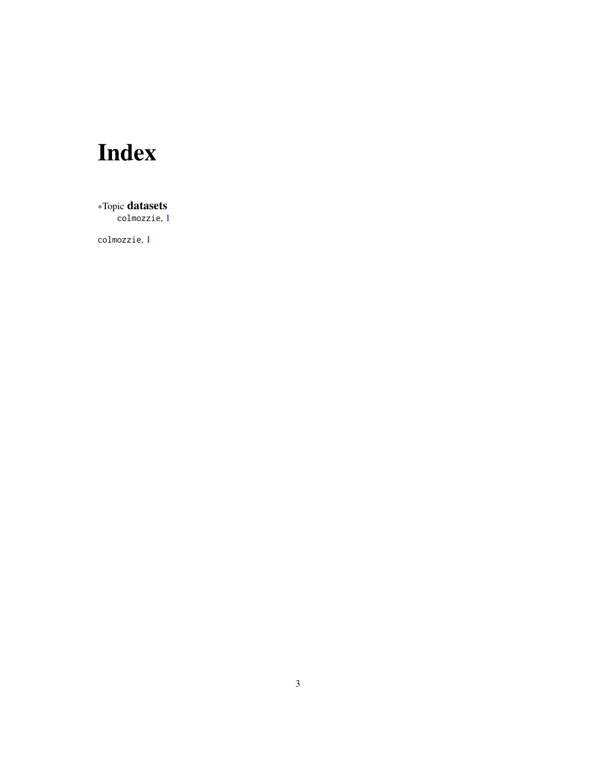# Index

∗Topic **datasets**
    colmozzie, 1

colmozzie, 1